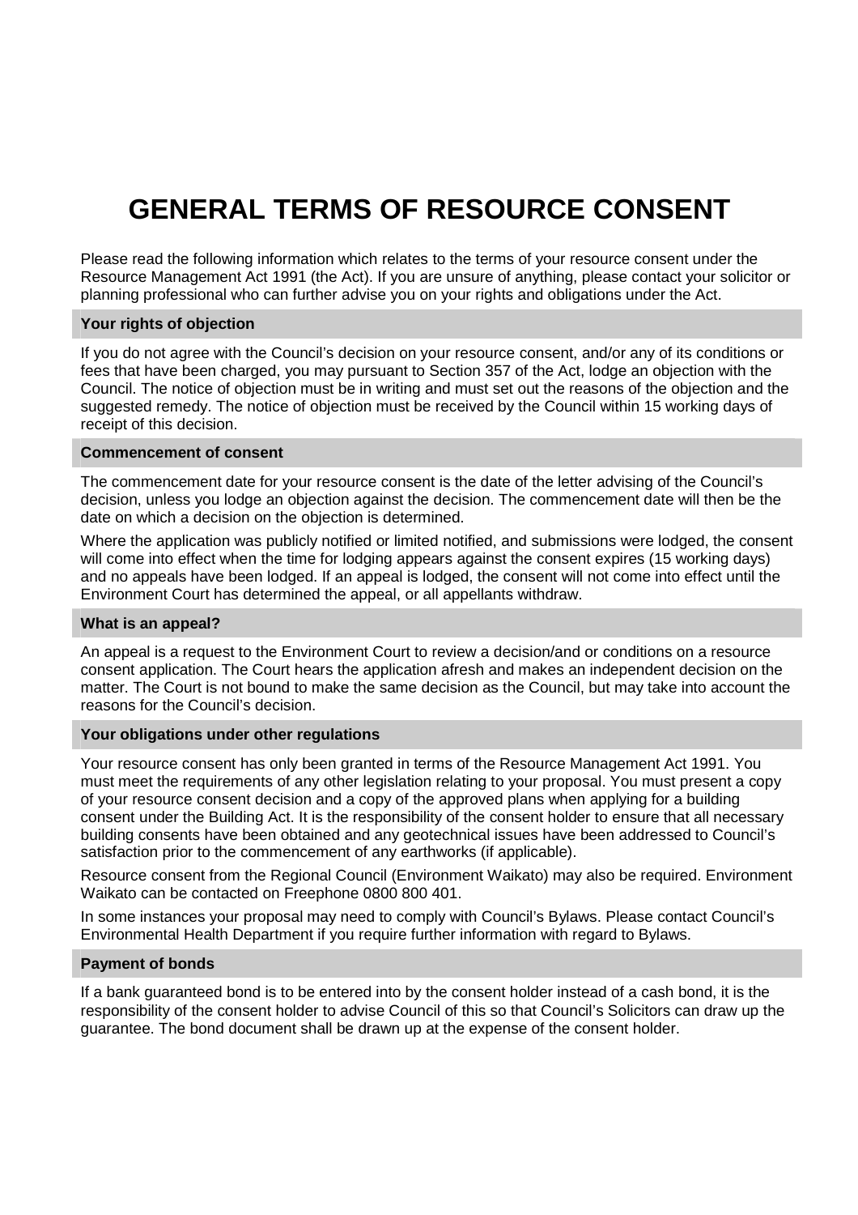# GENERAL TERMS OF RESOURCE CONSENT

Please read the following information which relates to the terms of your resource consent under the Resource Management Act 1991 (the Act). If you are unsure of anything, please contact your solicitor or planning professional who can further advise you on your rights and obligations under the Act.

## Your rights of objection

If you do not agree with the Council's decision on your resource consent, and/or any of its conditions or fees that have been charged, you may pursuant to Section 357 of the Act, lodge an objection with the Council. The notice of objection must be in writing and must set out the reasons of the objection and the suggested remedy. The notice of objection must be received by the Council within 15 working days of receipt of this decision.

## Commencement of consent

The commencement date for your resource consent is the date of the letter advising of the Council's decision, unless you lodge an objection against the decision. The commencement date will then be the date on which a decision on the objection is determined.

Where the application was publicly notified or limited notified, and submissions were lodged, the consent will come into effect when the time for lodging appears against the consent expires (15 working days) and no appeals have been lodged. If an appeal is lodged, the consent will not come into effect until the Environment Court has determined the appeal, or all appellants withdraw.

## What is an appeal?

An appeal is a request to the Environment Court to review a decision/and or conditions on a resource consent application. The Court hears the application afresh and makes an independent decision on the matter. The Court is not bound to make the same decision as the Council, but may take into account the reasons for the Council's decision.

## Your obligations under other regulations

Your resource consent has only been granted in terms of the Resource Management Act 1991. You must meet the requirements of any other legislation relating to your proposal. You must present a copy of your resource consent decision and a copy of the approved plans when applying for a building consent under the Building Act. It is the responsibility of the consent holder to ensure that all necessary building consents have been obtained and any geotechnical issues have been addressed to Council's satisfaction prior to the commencement of any earthworks (if applicable).

Resource consent from the Regional Council (Environment Waikato) may also be required. Environment Waikato can be contacted on Freephone 0800 800 401.

In some instances your proposal may need to comply with Council's Bylaws. Please contact Council's Environmental Health Department if you require further information with regard to Bylaws.

## Payment of bonds

If a bank guaranteed bond is to be entered into by the consent holder instead of a cash bond, it is the responsibility of the consent holder to advise Council of this so that Council's Solicitors can draw up the guarantee. The bond document shall be drawn up at the expense of the consent holder.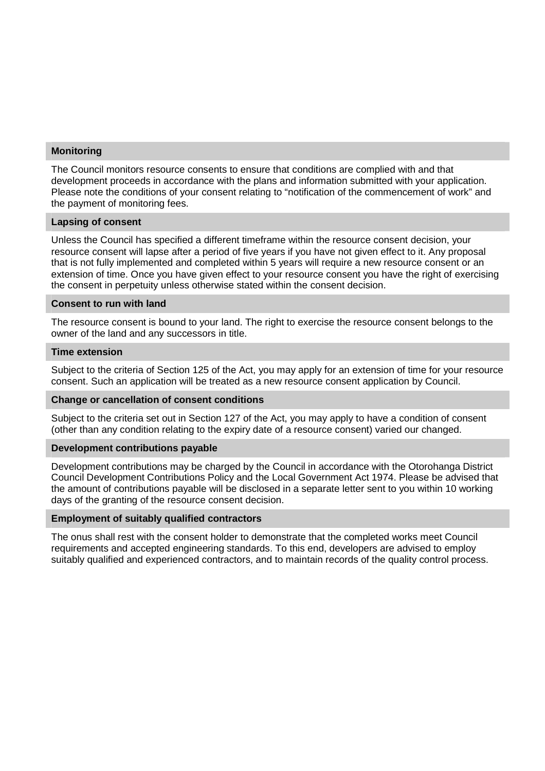## Monitoring

The Council monitors resource consents to ensure that conditions are complied with and that development proceeds in accordance with the plans and information submitted with your application. Please note the conditions of your consent relating to “notification of the commencement of work” and the payment of monitoring fees.

## Lapsing of consent

Unless the Council has specified a different timeframe within the resource consent decision, your resource consent will lapse after a period of five years if you have not given effect to it. Any proposal that is not fully implemented and completed within 5 years will require a new resource consent or an extension of time. Once you have given effect to your resource consent you have the right of exercising the consent in perpetuity unless otherwise stated within the consent decision.

## Consent to run with land

The resource consent is bound to your land. The right to exercise the resource consent belongs to the owner of the land and any successors in title.

## Time extension

Subject to the criteria of Section 125 of the Act, you may apply for an extension of time for your resource consent. Such an application will be treated as a new resource consent application by Council.

## Change or cancellation of consent conditions

Subject to the criteria set out in Section 127 of the Act, you may apply to have a condition of consent (other than any condition relating to the expiry date of a resource consent) varied our changed.

## Development contributions payable

Development contributions may be charged by the Council in accordance with the Otorohanga District Council Development Contributions Policy and the Local Government Act 1974. Please be advised that the amount of contributions payable will be disclosed in a separate letter sent to you within 10 working days of the granting of the resource consent decision.

## Employment of suitably qualified contractors

The onus shall rest with the consent holder to demonstrate that the completed works meet Council requirements and accepted engineering standards. To this end, developers are advised to employ suitably qualified and experienced contractors, and to maintain records of the quality control process.